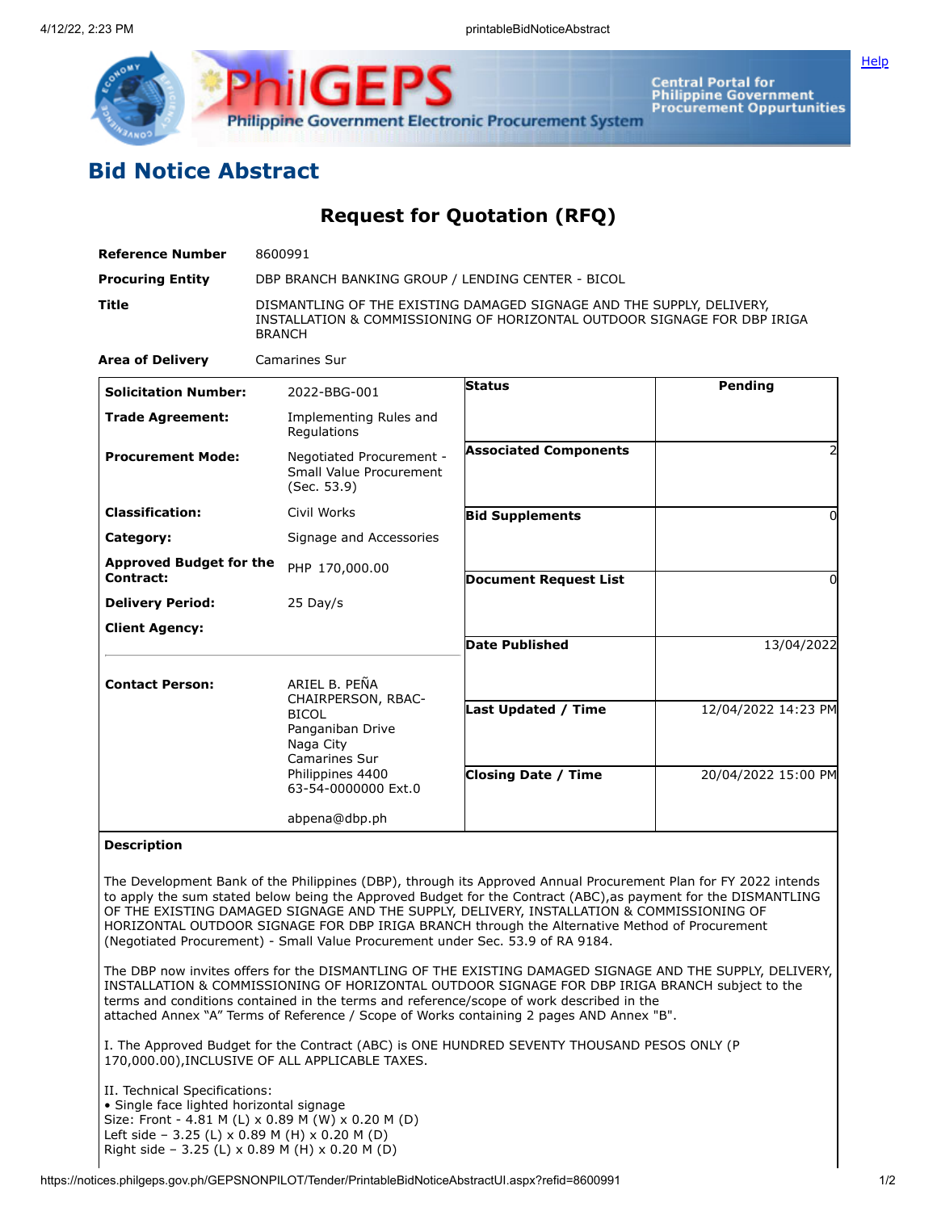# Bid Notice Abstract

## Request for Quotation (RFQ)

| | |
|---|---|
| **Reference Number** | 8600991 |
| **Procuring Entity** | DBP BRANCH BANKING GROUP / LENDING CENTER - BICOL |
| **Title** | DISMANTLING OF THE EXISTING DAMAGED SIGNAGE AND THE SUPPLY, DELIVERY, INSTALLATION & COMMISSIONING OF HORIZONTAL OUTDOOR SIGNAGE FOR DBP IRIGA BRANCH |
| **Area of Delivery** | Camarines Sur |

| | | | |
|---|---|---|---|
| **Solicitation Number:** | 2022-BBG-001 | **Status** | Pending |
| **Trade Agreement:** | Implementing Rules and Regulations | | |
| **Procurement Mode:** | Negotiated Procurement - Small Value Procurement (Sec. 53.9) | **Associated Components** | 2 |
| **Classification:** | Civil Works | **Bid Supplements** | 0 |
| **Category:** | Signage and Accessories | | |
| **Approved Budget for the Contract:** | PHP 170,000.00 | **Document Request List** | 0 |
| **Delivery Period:** | 25 Day/s | | |
| **Client Agency:** | | **Date Published** | 13/04/2022 |
| **Contact Person:** | ARIEL B. PEÑA<br>CHAIRPERSON, RBAC-BICOL<br>Panganiban Drive<br>Naga City<br>Camarines Sur<br>Philippines 4400<br>63-54-0000000 Ext.0<br><br>abpena@dbp.ph | **Last Updated / Time** | 12/04/2022 14:23 PM |
| | | **Closing Date / Time** | 20/04/2022 15:00 PM |

**Description**

The Development Bank of the Philippines (DBP), through its Approved Annual Procurement Plan for FY 2022 intends to apply the sum stated below being the Approved Budget for the Contract (ABC),as payment for the DISMANTLING OF THE EXISTING DAMAGED SIGNAGE AND THE SUPPLY, DELIVERY, INSTALLATION & COMMISSIONING OF HORIZONTAL OUTDOOR SIGNAGE FOR DBP IRIGA BRANCH through the Alternative Method of Procurement (Negotiated Procurement) - Small Value Procurement under Sec. 53.9 of RA 9184.

The DBP now invites offers for the DISMANTLING OF THE EXISTING DAMAGED SIGNAGE AND THE SUPPLY, DELIVERY, INSTALLATION & COMMISSIONING OF HORIZONTAL OUTDOOR SIGNAGE FOR DBP IRIGA BRANCH subject to the terms and conditions contained in the terms and reference/scope of work described in the attached Annex "A" Terms of Reference / Scope of Works containing 2 pages AND Annex "B".

I. The Approved Budget for the Contract (ABC) is ONE HUNDRED SEVENTY THOUSAND PESOS ONLY (P 170,000.00),INCLUSIVE OF ALL APPLICABLE TAXES.

II. Technical Specifications:
• Single face lighted horizontal signage
Size: Front - 4.81 M (L) x 0.89 M (W) x 0.20 M (D)
Left side – 3.25 (L) x 0.89 M (H) x 0.20 M (D)
Right side – 3.25 (L) x 0.89 M (H) x 0.20 M (D)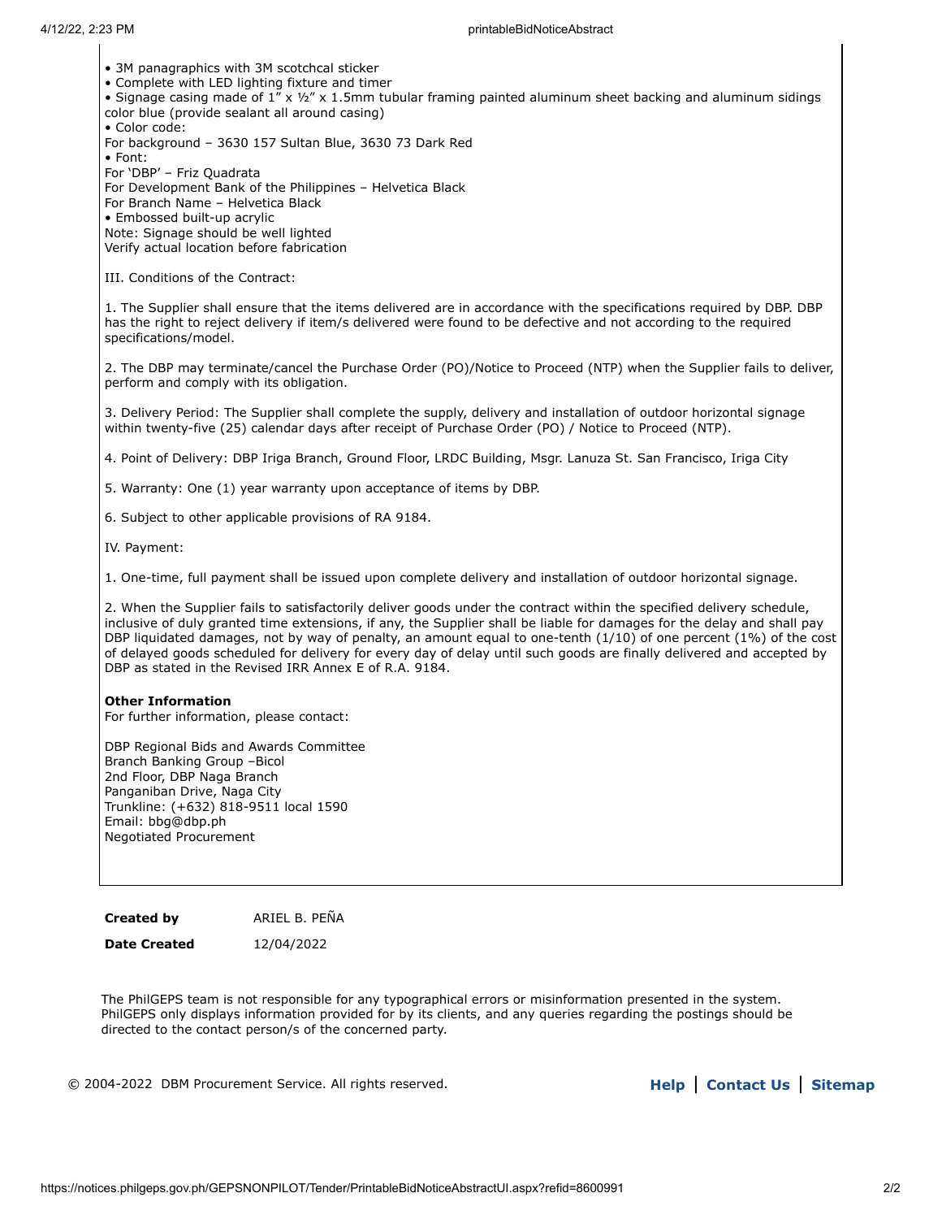- 3M panagraphics with 3M scotchcal sticker
- Complete with LED lighting fixture and timer
- Signage casing made of 1" x ½" x 1.5mm tubular framing painted aluminum sheet backing and aluminum sidings color blue (provide sealant all around casing)
- Color code:

For background – 3630 157 Sultan Blue, 3630 73 Dark Red

- Font:

For 'DBP' – Friz Quadrata
For Development Bank of the Philippines – Helvetica Black
For Branch Name – Helvetica Black

- Embossed built-up acrylic

Note: Signage should be well lighted
Verify actual location before fabrication

III. Conditions of the Contract:

1. The Supplier shall ensure that the items delivered are in accordance with the specifications required by DBP. DBP has the right to reject delivery if item/s delivered were found to be defective and not according to the required specifications/model.

2. The DBP may terminate/cancel the Purchase Order (PO)/Notice to Proceed (NTP) when the Supplier fails to deliver, perform and comply with its obligation.

3. Delivery Period: The Supplier shall complete the supply, delivery and installation of outdoor horizontal signage within twenty-five (25) calendar days after receipt of Purchase Order (PO) / Notice to Proceed (NTP).

4. Point of Delivery: DBP Iriga Branch, Ground Floor, LRDC Building, Msgr. Lanuza St. San Francisco, Iriga City

5. Warranty: One (1) year warranty upon acceptance of items by DBP.

6. Subject to other applicable provisions of RA 9184.

IV. Payment:

1. One-time, full payment shall be issued upon complete delivery and installation of outdoor horizontal signage.

2. When the Supplier fails to satisfactorily deliver goods under the contract within the specified delivery schedule, inclusive of duly granted time extensions, if any, the Supplier shall be liable for damages for the delay and shall pay DBP liquidated damages, not by way of penalty, an amount equal to one-tenth (1/10) of one percent (1%) of the cost of delayed goods scheduled for delivery for every day of delay until such goods are finally delivered and accepted by DBP as stated in the Revised IRR Annex E of R.A. 9184.

**Other Information**
For further information, please contact:

DBP Regional Bids and Awards Committee
Branch Banking Group –Bicol
2nd Floor, DBP Naga Branch
Panganiban Drive, Naga City
Trunkline: (+632) 818-9511 local 1590
Email: bbg@dbp.ph
Negotiated Procurement

| | |
|---|---|
| **Created by** | ARIEL B. PEÑA |
| **Date Created** | 12/04/2022 |

The PhilGEPS team is not responsible for any typographical errors or misinformation presented in the system. PhilGEPS only displays information provided for by its clients, and any queries regarding the postings should be directed to the contact person/s of the concerned party.

© 2004-2022 DBM Procurement Service. All rights reserved.

**Help** | **Contact Us** | **Sitemap**